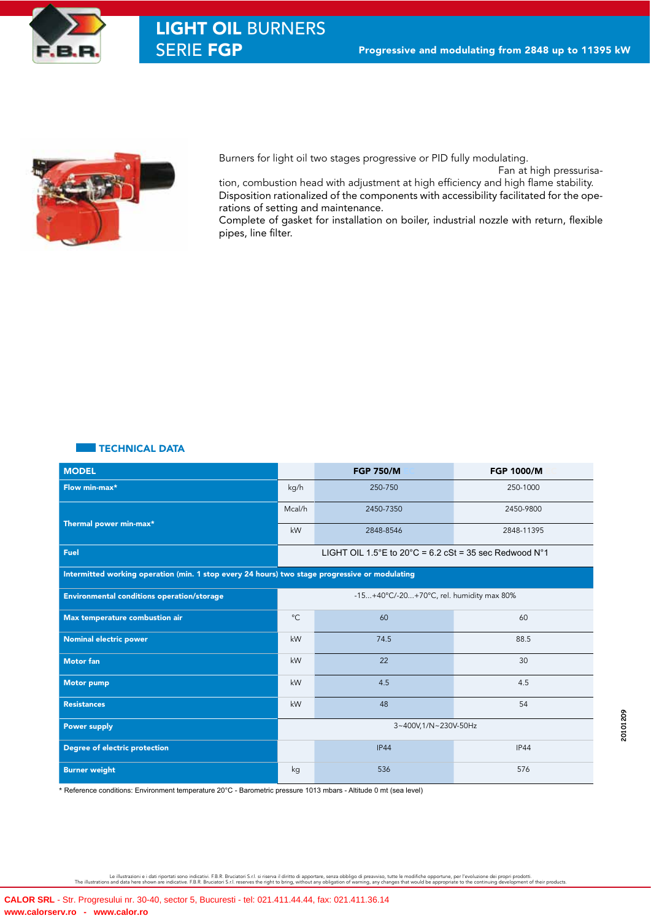# LIGHT OIL BURNERS SERIE FGP

**Progressive and modulating from 2848 up to 11395 kW**

Burners for light oil two stages progressive or PID fully modulating. Fan at high pressurisation, combustion head with adjustment at high efficiency and high flame stability.
Disposition rationalized of the components with accessibility facilitated for the operations of setting and maintenance.
Complete of gasket for installation on boiler, industrial nozzle with return, flexible pipes, line filter.

## TECHNICAL DATA

| MODEL | | FGP 750/M | FGP 1000/M |
|---|---|---|---|
| Flow min-max* | kg/h | 250-750 | 250-1000 |
| Thermal power min-max* | Mcal/h | 2450-7350 | 2450-9800 |
| | kW | 2848-8546 | 2848-11395 |
| Fuel | | LIGHT OIL 1.5°E to 20°C = 6.2 cSt = 35 sec Redwood N°1 | |
| Intermitted working operation (min. 1 stop every 24 hours) two stage progressive or modulating | | | |
| Environmental conditions operation/storage | | -15...+40°C/-20...+70°C, rel. humidity max 80% | |
| Max temperature combustion air | °C | 60 | 60 |
| Nominal electric power | kW | 74.5 | 88.5 |
| Motor fan | kW | 22 | 30 |
| Motor pump | kW | 4.5 | 4.5 |
| Resistances | kW | 48 | 54 |
| Power supply | | 3~400V,1/N~230V-50Hz | |
| Degree of electric protection | | IP44 | IP44 |
| Burner weight | kg | 536 | 576 |

* Reference conditions: Environment temperature 20°C - Barometric pressure 1013 mbars - Altitude 0 mt (sea level)

2010209

Le illustrazioni e i dati riportati sono indicativi. F.B.R. Bruciatori S.r.l. si riserva il diritto di apportare, senza obbligo di preavviso, tutte le modifiche opportune, per l'evoluzione dei propri prodotti.
The illustrations and data here shown are indicative. F.B.R. Bruciatori S.r.l. reserves the right to bring, without any obligation of warning, any changes that would be appropriate to the continuing development of their products.

**CALOR SRL** - Str. Progresului nr. 30-40, sector 5, Bucuresti - tel: 021.411.44.44, fax: 021.411.36.14
**www.calorserv.ro - www.calor.ro**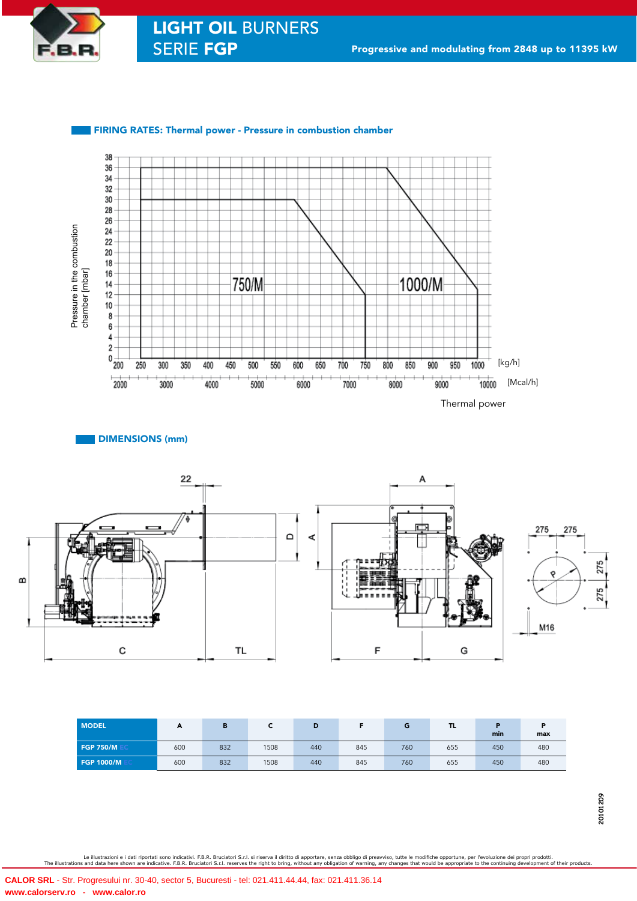# LIGHT OIL BURNERS
## SERIE FGP

**Progressive and modulating from 2848 up to 11395 kW**

### FIRING RATES: Thermal power - Pressure in combustion chamber

Pressure in the combustion chamber [mbar]

38 36 34 32 30 28 26 24 22 20 18 16 14 12 10 8 6 4 2 0

750/M

1000/M

200 250 300 350 400 450 500 550 600 650 700 750 800 850 900 950 1000 [kg/h]

2000 3000 4000 5000 6000 7000 8000 9000 10000 [Mcal/h]

Thermal power

### DIMENSIONS (mm)

22

A

B

C

D

TL

F

G

275 275

275

275

P

M16

| MODEL | A | B | C | D | F | G | TL | P min | P max |
|---|---|---|---|---|---|---|---|---|---|
| FGP 750/M EC | 600 | 832 | 1508 | 440 | 845 | 760 | 655 | 450 | 480 |
| FGP 1000/M EC | 600 | 832 | 1508 | 440 | 845 | 760 | 655 | 450 | 480 |

20101209

Le illustrazioni e i dati riportati sono indicativi. F.B.R. Bruciatori S.r.l. si riserva il diritto di apportare, senza obbligo di preavviso, tutte le modifiche opportune, per l'evoluzione dei propri prodotti.
The illustrations and data here shown are indicative. F.B.R. Bruciatori S.r.l. reserves the right to bring, without any obligation of warning, any changes that would be appropriate to the continuing development of their products.

**CALOR SRL** - Str. Progresului nr. 30-40, sector 5, Bucuresti - tel: 021.411.44.44, fax: 021.411.36.14
**www.calorserv.ro - www.calor.ro**